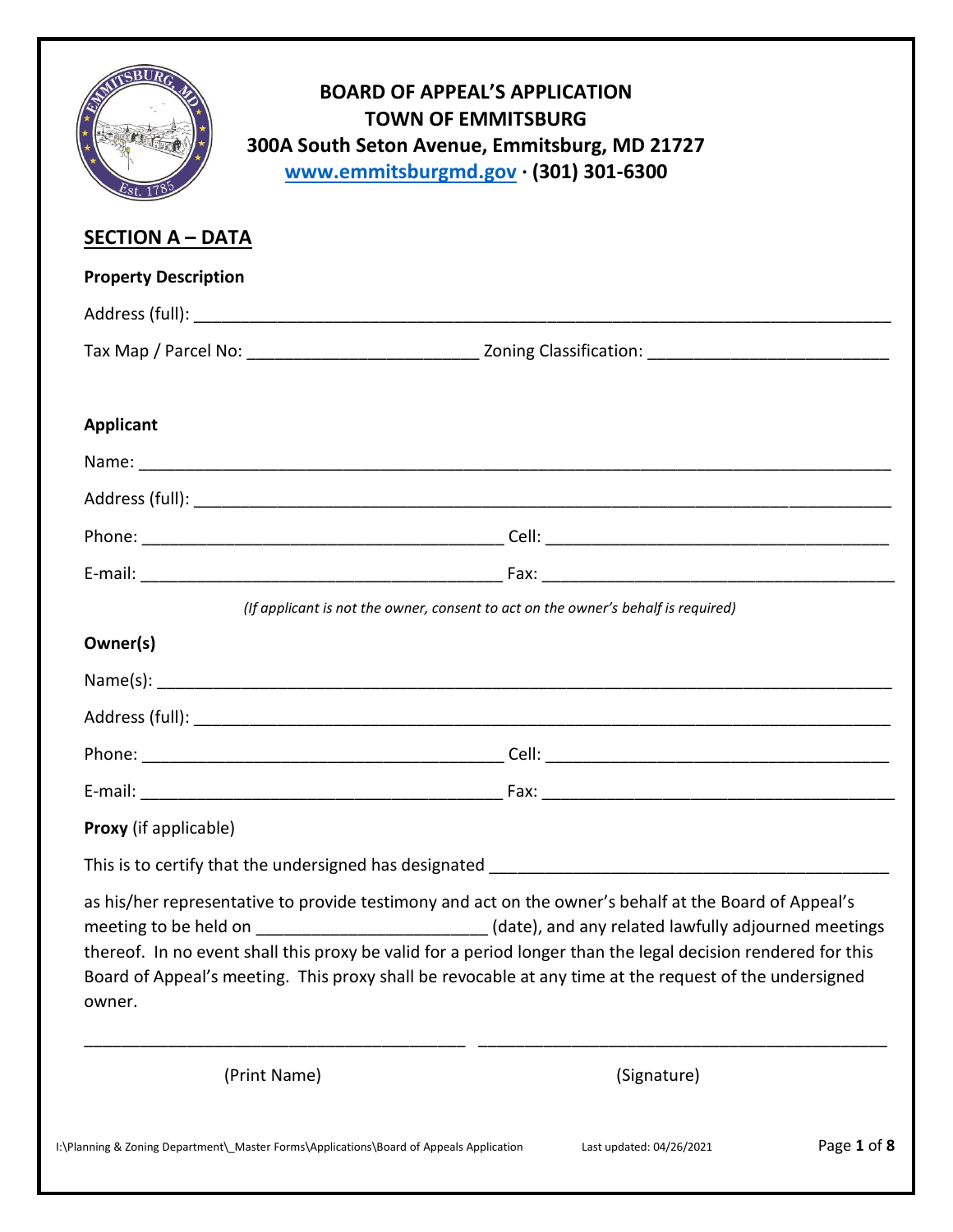# BOARD OF APPEAL'S APPLICATION
## TOWN OF EMMITSBURG
### 300A South Seton Avenue, Emmitsburg, MD 21727
### www.emmitsburgmd.gov · (301) 301-6300

## SECTION A – DATA

**Property Description**

Address (full): ___________________________________________________________________________

Tax Map / Parcel No: _________________________ Zoning Classification: __________________________

**Applicant**

Name: _________________________________________________________________________________

Address (full): ___________________________________________________________________________

Phone: _______________________________________ Cell: _____________________________________

E-mail: _______________________________________ Fax: ______________________________________

*(If applicant is not the owner, consent to act on the owner's behalf is required)*

**Owner(s)**

Name(s): _______________________________________________________________________________

Address (full): ___________________________________________________________________________

Phone: _______________________________________ Cell: _____________________________________

E-mail: _______________________________________ Fax: ______________________________________

**Proxy** (if applicable)

This is to certify that the undersigned has designated ___________________________________________

as his/her representative to provide testimony and act on the owner's behalf at the Board of Appeal's meeting to be held on ________________________ (date), and any related lawfully adjourned meetings thereof. In no event shall this proxy be valid for a period longer than the legal decision rendered for this Board of Appeal's meeting. This proxy shall be revocable at any time at the request of the undersigned owner.

_________________________________________ _____________________________________________

(Print Name) (Signature)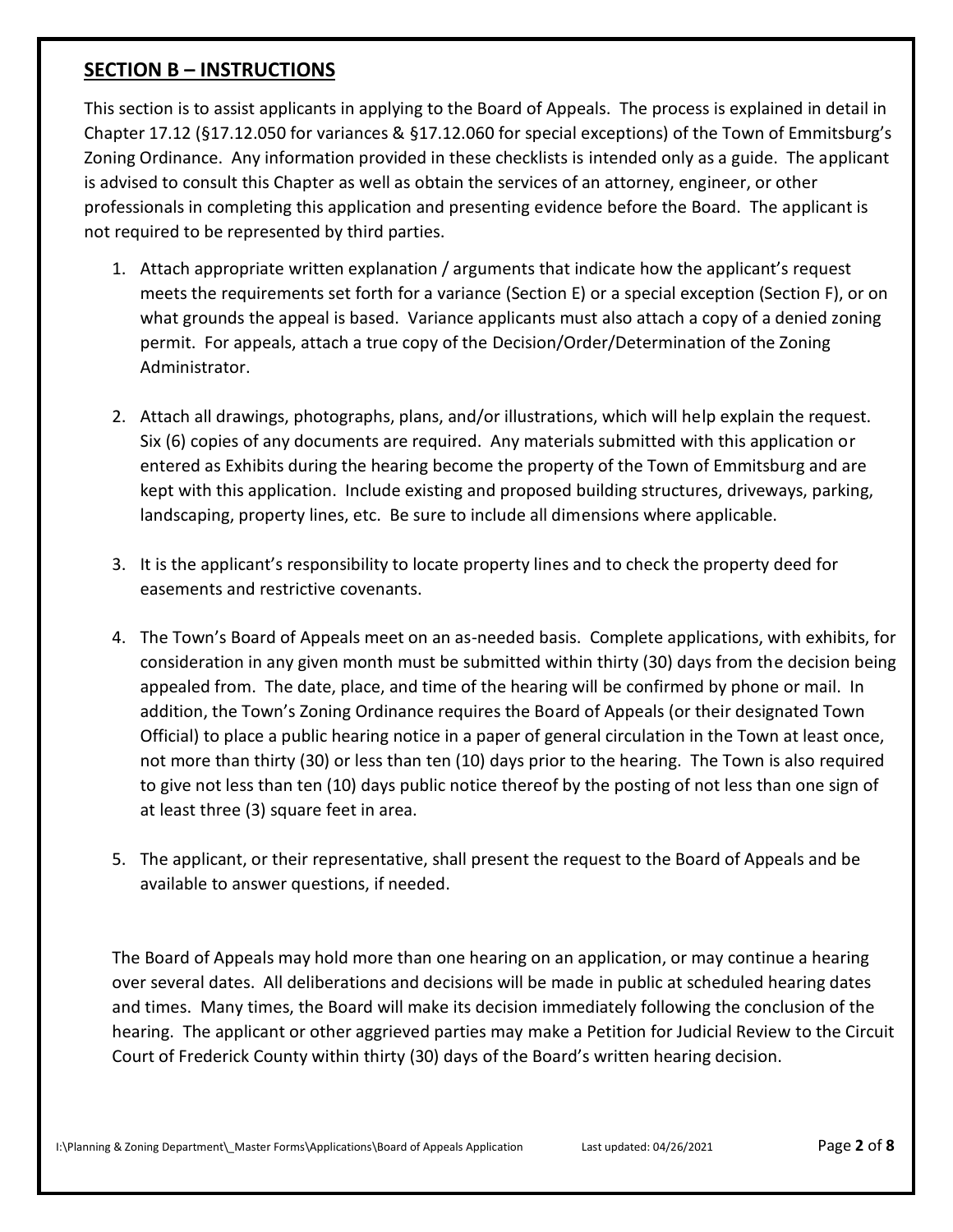## SECTION B – INSTRUCTIONS

This section is to assist applicants in applying to the Board of Appeals. The process is explained in detail in Chapter 17.12 (§17.12.050 for variances & §17.12.060 for special exceptions) of the Town of Emmitsburg's Zoning Ordinance. Any information provided in these checklists is intended only as a guide. The applicant is advised to consult this Chapter as well as obtain the services of an attorney, engineer, or other professionals in completing this application and presenting evidence before the Board. The applicant is not required to be represented by third parties.

1. Attach appropriate written explanation / arguments that indicate how the applicant's request meets the requirements set forth for a variance (Section E) or a special exception (Section F), or on what grounds the appeal is based. Variance applicants must also attach a copy of a denied zoning permit. For appeals, attach a true copy of the Decision/Order/Determination of the Zoning Administrator.

2. Attach all drawings, photographs, plans, and/or illustrations, which will help explain the request. Six (6) copies of any documents are required. Any materials submitted with this application or entered as Exhibits during the hearing become the property of the Town of Emmitsburg and are kept with this application. Include existing and proposed building structures, driveways, parking, landscaping, property lines, etc. Be sure to include all dimensions where applicable.

3. It is the applicant's responsibility to locate property lines and to check the property deed for easements and restrictive covenants.

4. The Town's Board of Appeals meet on an as-needed basis. Complete applications, with exhibits, for consideration in any given month must be submitted within thirty (30) days from the decision being appealed from. The date, place, and time of the hearing will be confirmed by phone or mail. In addition, the Town's Zoning Ordinance requires the Board of Appeals (or their designated Town Official) to place a public hearing notice in a paper of general circulation in the Town at least once, not more than thirty (30) or less than ten (10) days prior to the hearing. The Town is also required to give not less than ten (10) days public notice thereof by the posting of not less than one sign of at least three (3) square feet in area.

5. The applicant, or their representative, shall present the request to the Board of Appeals and be available to answer questions, if needed.

The Board of Appeals may hold more than one hearing on an application, or may continue a hearing over several dates. All deliberations and decisions will be made in public at scheduled hearing dates and times. Many times, the Board will make its decision immediately following the conclusion of the hearing. The applicant or other aggrieved parties may make a Petition for Judicial Review to the Circuit Court of Frederick County within thirty (30) days of the Board's written hearing decision.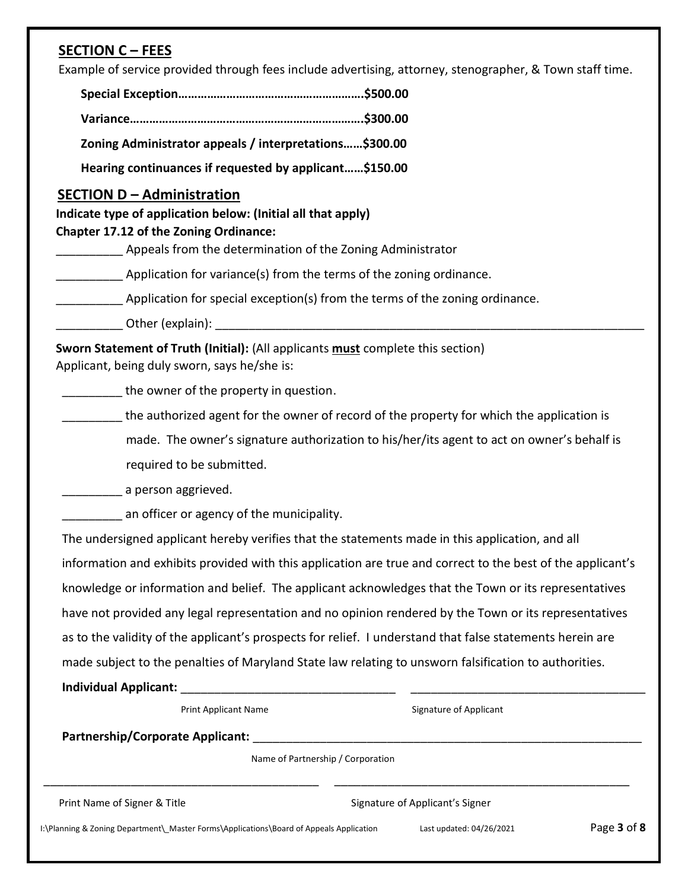## SECTION C – FEES

Example of service provided through fees include advertising, attorney, stenographer, & Town staff time.

**Special Exception…………………………………………………..$500.00**

**Variance……………………………………………………………….$300.00**

**Zoning Administrator appeals / interpretations……$300.00**

**Hearing continuances if requested by applicant……$150.00**

## SECTION D – Administration

**Indicate type of application below: (Initial all that apply)**
**Chapter 17.12 of the Zoning Ordinance:**

__________ Appeals from the determination of the Zoning Administrator

__________ Application for variance(s) from the terms of the zoning ordinance.

__________ Application for special exception(s) from the terms of the zoning ordinance.

__________ Other (explain): ____________________________________________________________________

**Sworn Statement of Truth (Initial):** (All applicants **must** complete this section)
Applicant, being duly sworn, says he/she is:

_________ the owner of the property in question.

_________ the authorized agent for the owner of record of the property for which the application is made. The owner's signature authorization to his/her/its agent to act on owner's behalf is required to be submitted.

_________ a person aggrieved.

_________ an officer or agency of the municipality.

The undersigned applicant hereby verifies that the statements made in this application, and all information and exhibits provided with this application are true and correct to the best of the applicant's knowledge or information and belief. The applicant acknowledges that the Town or its representatives have not provided any legal representation and no opinion rendered by the Town or its representatives as to the validity of the applicant's prospects for relief. I understand that false statements herein are made subject to the penalties of Maryland State law relating to unsworn falsification to authorities.

**Individual Applicant:** ________________________________ ____________________________________

Print Applicant Name Signature of Applicant

**Partnership/Corporate Applicant:** _______________________________________________________________

Name of Partnership / Corporation

__________________________________________ ______________________________________________

Print Name of Signer & Title Signature of Applicant's Signer

I:\Planning & Zoning Department\_Master Forms\Applications\Board of Appeals Application Last updated: 04/26/2021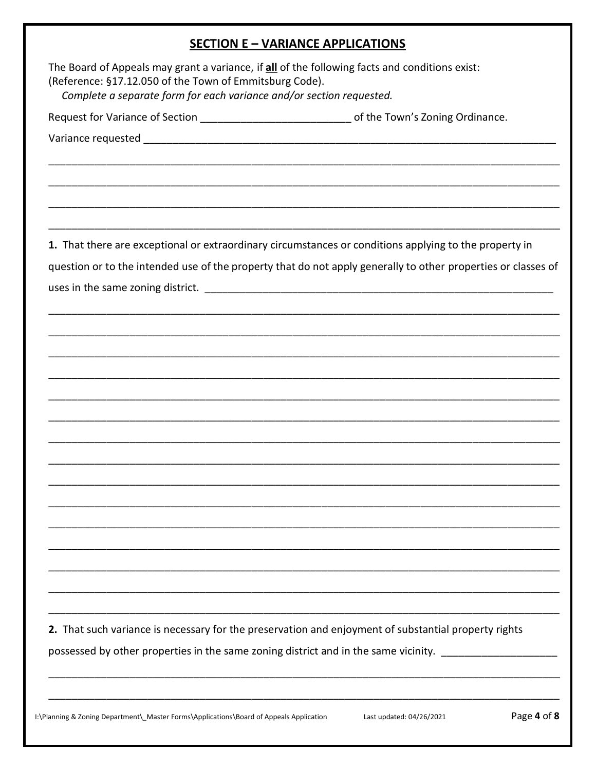## SECTION E – VARIANCE APPLICATIONS

The Board of Appeals may grant a variance, if **all** of the following facts and conditions exist:
(Reference: §17.12.050 of the Town of Emmitsburg Code).

*Complete a separate form for each variance and/or section requested.*

Request for Variance of Section _________________________ of the Town's Zoning Ordinance.

Variance requested _______________________________________________________________________

_____________________________________________________________________________________

_____________________________________________________________________________________

_____________________________________________________________________________________

_____________________________________________________________________________________

**1.** That there are exceptional or extraordinary circumstances or conditions applying to the property in question or to the intended use of the property that do not apply generally to other properties or classes of uses in the same zoning district. ____________________________________________________________

_____________________________________________________________________________________

_____________________________________________________________________________________

_____________________________________________________________________________________

_____________________________________________________________________________________

_____________________________________________________________________________________

_____________________________________________________________________________________

_____________________________________________________________________________________

_____________________________________________________________________________________

_____________________________________________________________________________________

_____________________________________________________________________________________

_____________________________________________________________________________________

_____________________________________________________________________________________

_____________________________________________________________________________________

_____________________________________________________________________________________

_____________________________________________________________________________________

**2.** That such variance is necessary for the preservation and enjoyment of substantial property rights possessed by other properties in the same zoning district and in the same vicinity. ___________________

_____________________________________________________________________________________

_____________________________________________________________________________________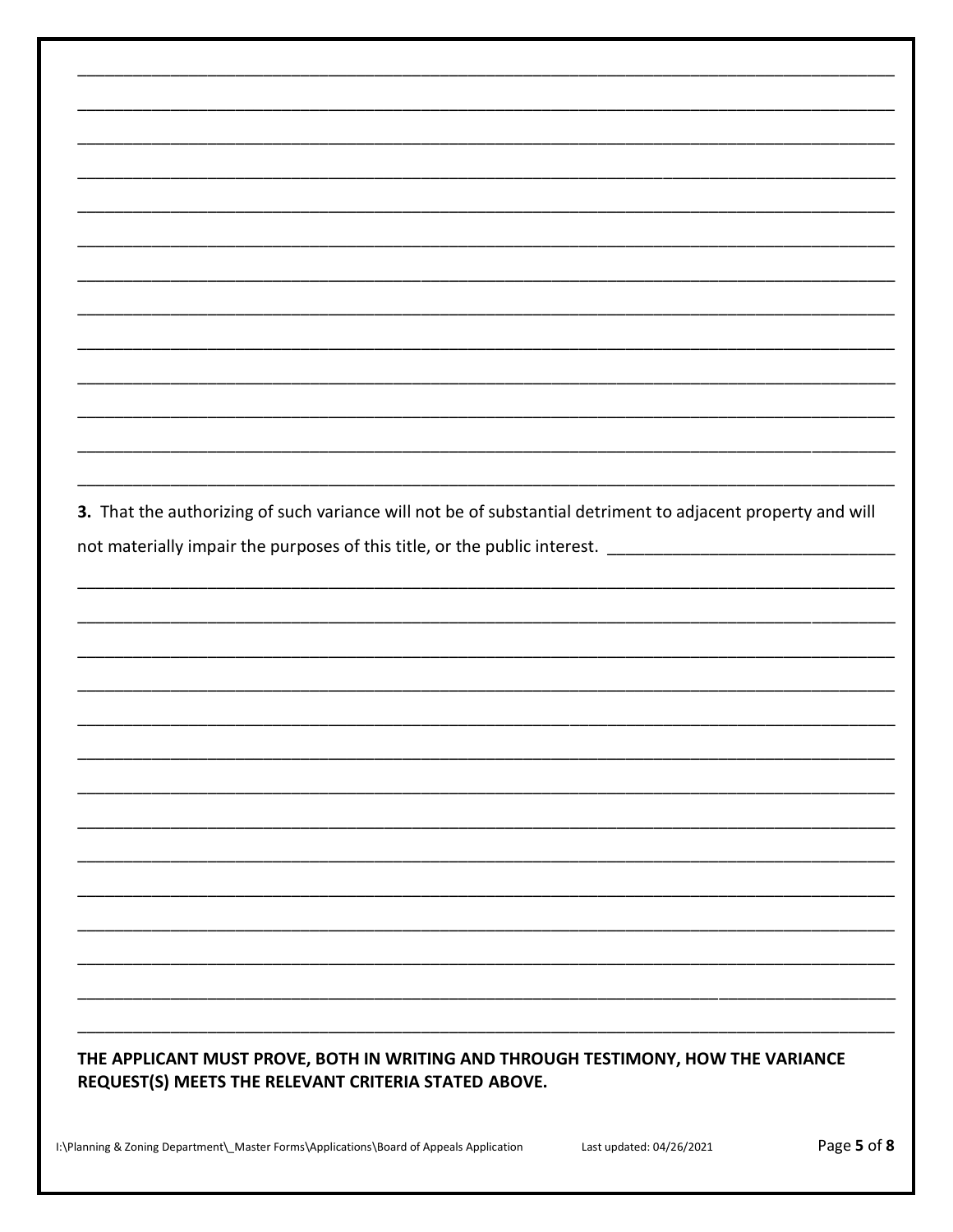**3.** That the authorizing of such variance will not be of substantial detriment to adjacent property and will not materially impair the purposes of this title, or the public interest.

**THE APPLICANT MUST PROVE, BOTH IN WRITING AND THROUGH TESTIMONY, HOW THE VARIANCE REQUEST(S) MEETS THE RELEVANT CRITERIA STATED ABOVE.**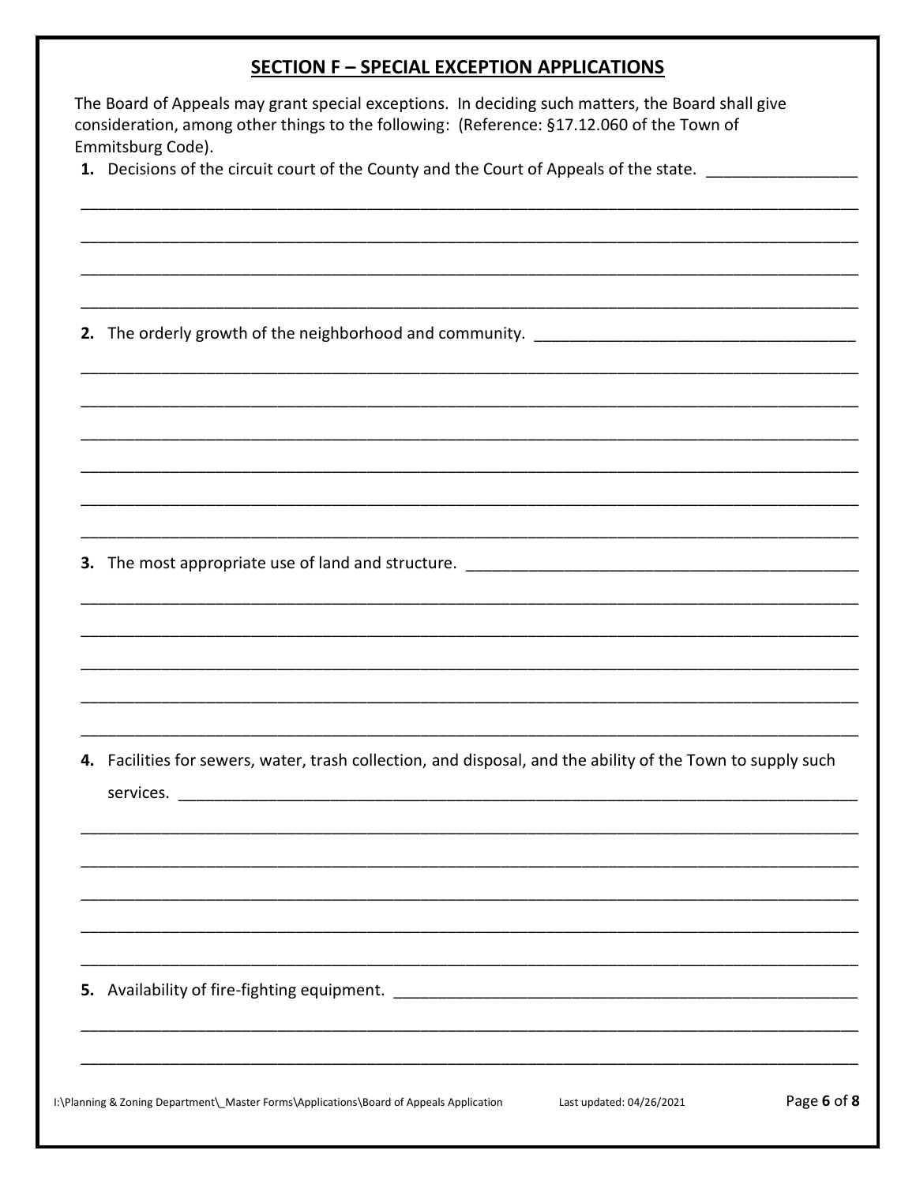## SECTION F – SPECIAL EXCEPTION APPLICATIONS

The Board of Appeals may grant special exceptions. In deciding such matters, the Board shall give consideration, among other things to the following: (Reference: §17.12.060 of the Town of Emmitsburg Code).

1. Decisions of the circuit court of the County and the Court of Appeals of the state. ________________

_____________________________________________________________________________________

_____________________________________________________________________________________

_____________________________________________________________________________________

_____________________________________________________________________________________

2. The orderly growth of the neighborhood and community. ___________________________________

_____________________________________________________________________________________

_____________________________________________________________________________________

_____________________________________________________________________________________

_____________________________________________________________________________________

_____________________________________________________________________________________

_____________________________________________________________________________________

3. The most appropriate use of land and structure. ___________________________________________

_____________________________________________________________________________________

_____________________________________________________________________________________

_____________________________________________________________________________________

_____________________________________________________________________________________

_____________________________________________________________________________________

4. Facilities for sewers, water, trash collection, and disposal, and the ability of the Town to supply such services. ______________________________________________________________________

_____________________________________________________________________________________

_____________________________________________________________________________________

_____________________________________________________________________________________

_____________________________________________________________________________________

_____________________________________________________________________________________

5. Availability of fire-fighting equipment. ___________________________________________________

_____________________________________________________________________________________

_____________________________________________________________________________________

I:\Planning & Zoning Department\_Master Forms\Applications\Board of Appeals Application Last updated: 04/26/2021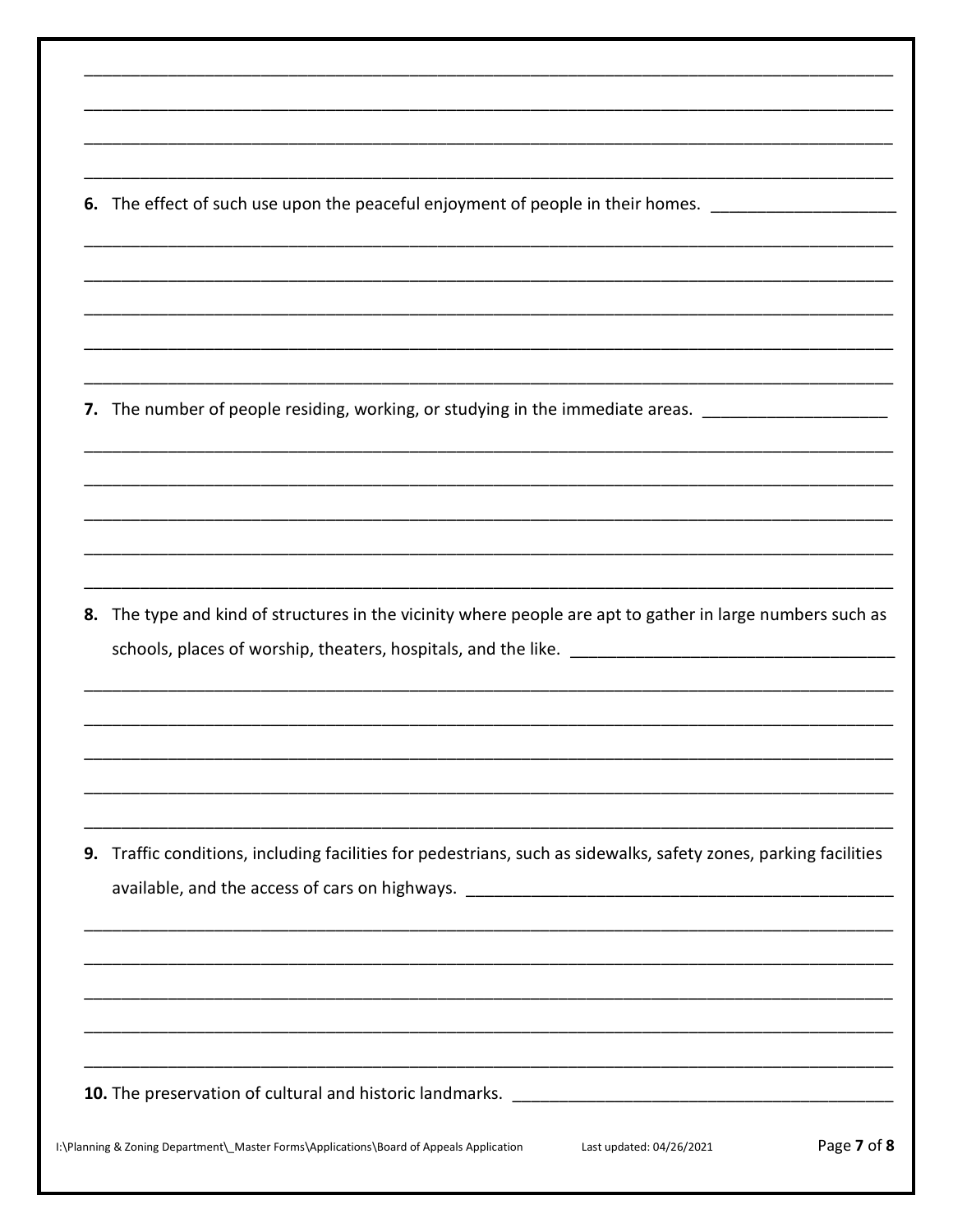6. The effect of such use upon the peaceful enjoyment of people in their homes.

7. The number of people residing, working, or studying in the immediate areas.

8. The type and kind of structures in the vicinity where people are apt to gather in large numbers such as schools, places of worship, theaters, hospitals, and the like.

9. Traffic conditions, including facilities for pedestrians, such as sidewalks, safety zones, parking facilities available, and the access of cars on highways.

10. The preservation of cultural and historic landmarks.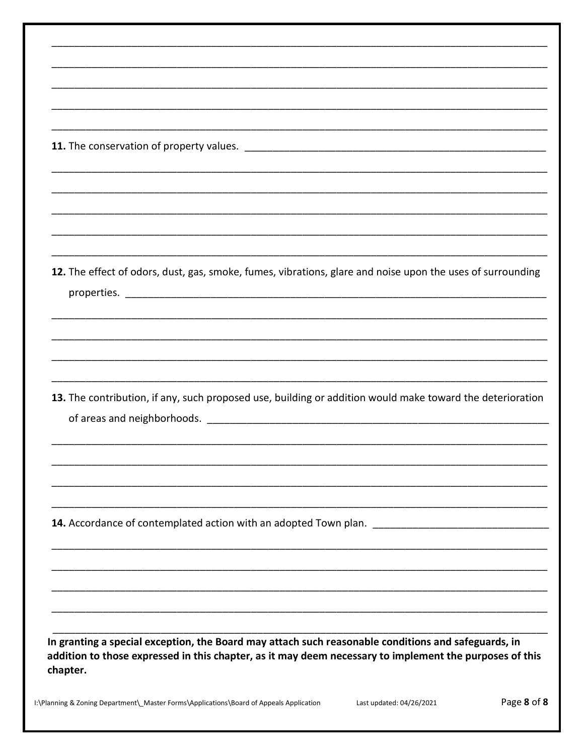11. The conservation of property values.

12. The effect of odors, dust, gas, smoke, fumes, vibrations, glare and noise upon the uses of surrounding properties.

13. The contribution, if any, such proposed use, building or addition would make toward the deterioration of areas and neighborhoods.

14. Accordance of contemplated action with an adopted Town plan.

**In granting a special exception, the Board may attach such reasonable conditions and safeguards, in addition to those expressed in this chapter, as it may deem necessary to implement the purposes of this chapter.**